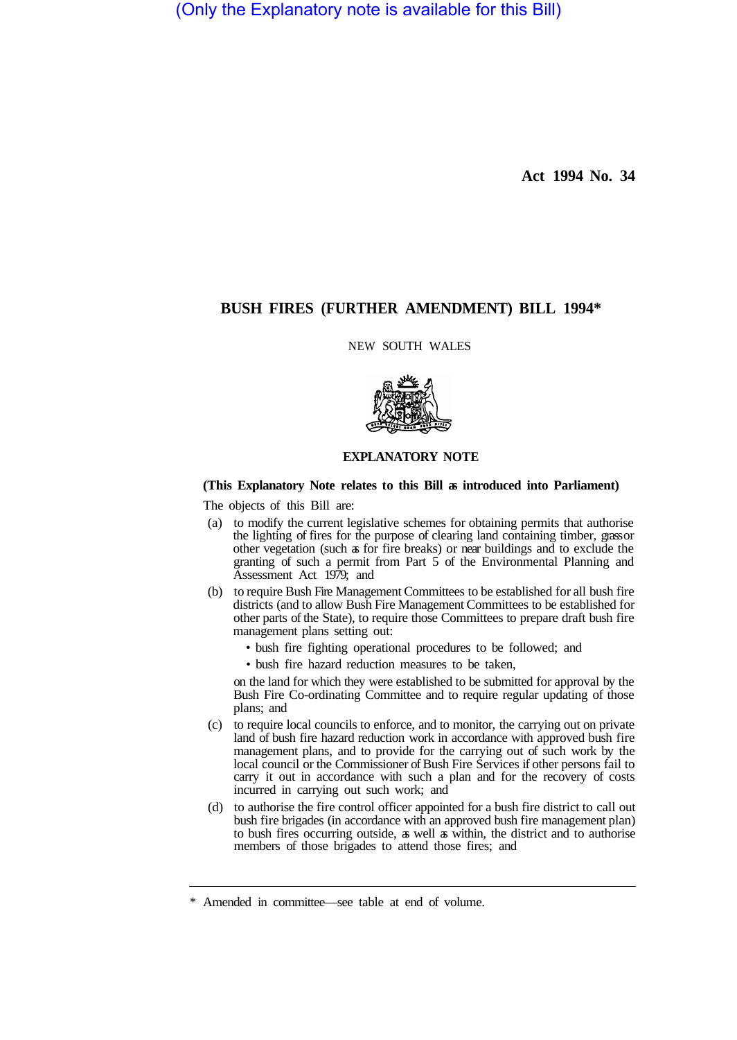(Only the Explanatory note is available for this Bill)

**Act 1994 No. 34**

## BUSH FIRES (FURTHER AMENDMENT) BILL 1994*

NEW SOUTH WALES

### EXPLANATORY NOTE

**(This Explanatory Note relates to this Bill as introduced into Parliament)**

The objects of this Bill are:

(a) to modify the current legislative schemes for obtaining permits that authorise the lighting of fires for the purpose of clearing land containing timber, grass or other vegetation (such as for fire breaks) or near buildings and to exclude the granting of such a permit from Part 5 of the Environmental Planning and Assessment Act 1979; and

(b) to require Bush Fire Management Committees to be established for all bush fire districts (and to allow Bush Fire Management Committees to be established for other parts of the State), to require those Committees to prepare draft bush fire management plans setting out:

- bush fire fighting operational procedures to be followed; and
- bush fire hazard reduction measures to be taken,

on the land for which they were established to be submitted for approval by the Bush Fire Co-ordinating Committee and to require regular updating of those plans; and

(c) to require local councils to enforce, and to monitor, the carrying out on private land of bush fire hazard reduction work in accordance with approved bush fire management plans, and to provide for the carrying out of such work by the local council or the Commissioner of Bush Fire Services if other persons fail to carry it out in accordance with such a plan and for the recovery of costs incurred in carrying out such work; and

(d) to authorise the fire control officer appointed for a bush fire district to call out bush fire brigades (in accordance with an approved bush fire management plan) to bush fires occurring outside, as well as within, the district and to authorise members of those brigades to attend those fires; and

---

* Amended in committee—see table at end of volume.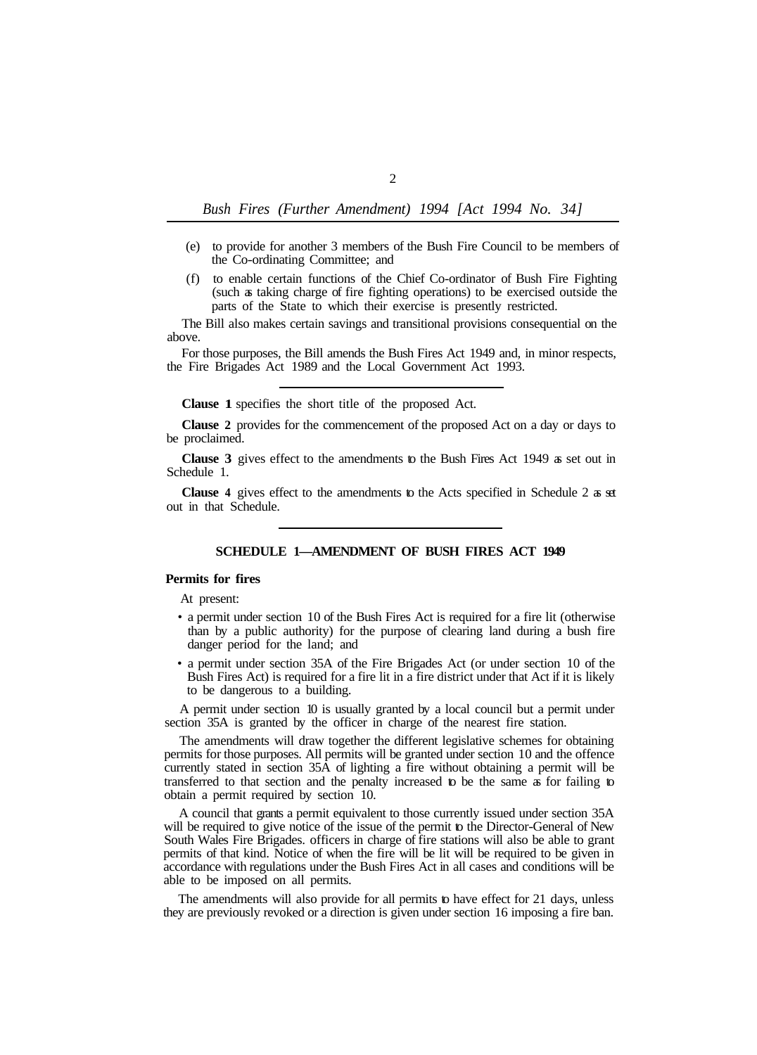(e) to provide for another 3 members of the Bush Fire Council to be members of the Co-ordinating Committee; and

(f) to enable certain functions of the Chief Co-ordinator of Bush Fire Fighting (such as taking charge of fire fighting operations) to be exercised outside the parts of the State to which their exercise is presently restricted.

The Bill also makes certain savings and transitional provisions consequential on the above.

For those purposes, the Bill amends the Bush Fires Act 1949 and, in minor respects, the Fire Brigades Act 1989 and the Local Government Act 1993.

---

**Clause 1** specifies the short title of the proposed Act.

**Clause 2** provides for the commencement of the proposed Act on a day or days to be proclaimed.

**Clause 3** gives effect to the amendments to the Bush Fires Act 1949 as set out in Schedule 1.

**Clause 4** gives effect to the amendments to the Acts specified in Schedule 2 as set out in that Schedule.

---

## SCHEDULE 1—AMENDMENT OF BUSH FIRES ACT 1949

**Permits for fires**

At present:

- a permit under section 10 of the Bush Fires Act is required for a fire lit (otherwise than by a public authority) for the purpose of clearing land during a bush fire danger period for the land; and
- a permit under section 35A of the Fire Brigades Act (or under section 10 of the Bush Fires Act) is required for a fire lit in a fire district under that Act if it is likely to be dangerous to a building.

A permit under section 10 is usually granted by a local council but a permit under section 35A is granted by the officer in charge of the nearest fire station.

The amendments will draw together the different legislative schemes for obtaining permits for those purposes. All permits will be granted under section 10 and the offence currently stated in section 35A of lighting a fire without obtaining a permit will be transferred to that section and the penalty increased to be the same as for failing to obtain a permit required by section 10.

A council that grants a permit equivalent to those currently issued under section 35A will be required to give notice of the issue of the permit to the Director-General of New South Wales Fire Brigades. officers in charge of fire stations will also be able to grant permits of that kind. Notice of when the fire will be lit will be required to be given in accordance with regulations under the Bush Fires Act in all cases and conditions will be able to be imposed on all permits.

The amendments will also provide for all permits to have effect for 21 days, unless they are previously revoked or a direction is given under section 16 imposing a fire ban.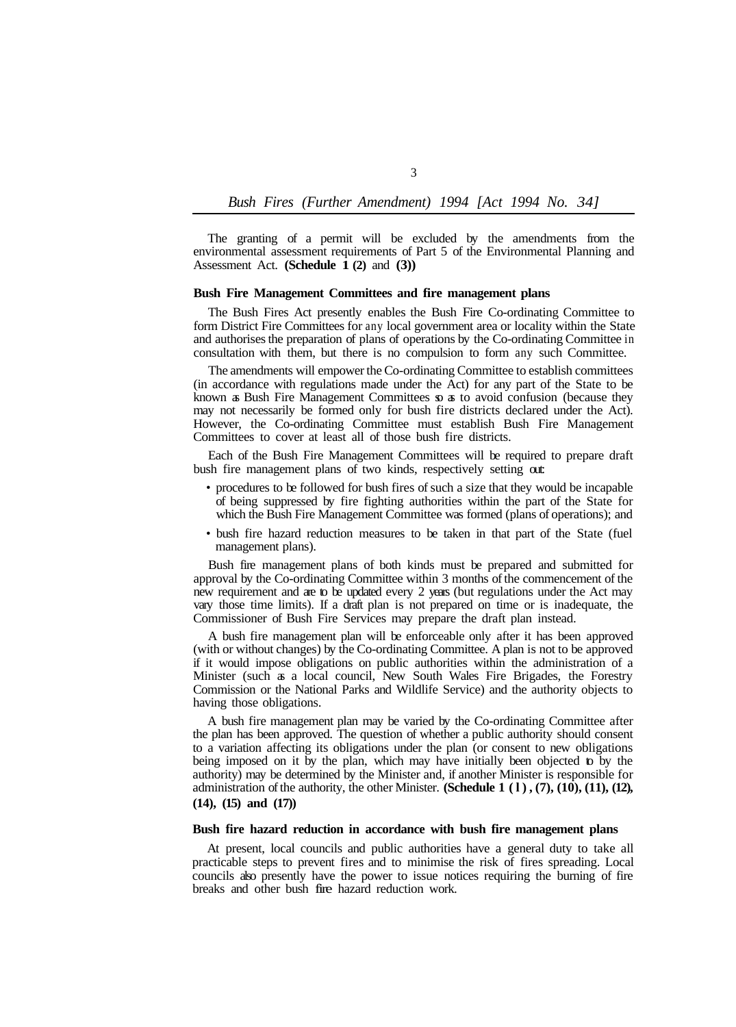The granting of a permit will be excluded by the amendments from the environmental assessment requirements of Part 5 of the Environmental Planning and Assessment Act. **(Schedule 1 (2)** and **(3))**

**Bush Fire Management Committees and fire management plans**

The Bush Fires Act presently enables the Bush Fire Co-ordinating Committee to form District Fire Committees for any local government area or locality within the State and authorises the preparation of plans of operations by the Co-ordinating Committee in consultation with them, but there is no compulsion to form any such Committee.

The amendments will empower the Co-ordinating Committee to establish committees (in accordance with regulations made under the Act) for any part of the State to be known as Bush Fire Management Committees so as to avoid confusion (because they may not necessarily be formed only for bush fire districts declared under the Act). However, the Co-ordinating Committee must establish Bush Fire Management Committees to cover at least all of those bush fire districts.

Each of the Bush Fire Management Committees will be required to prepare draft bush fire management plans of two kinds, respectively setting out:

- procedures to be followed for bush fires of such a size that they would be incapable of being suppressed by fire fighting authorities within the part of the State for which the Bush Fire Management Committee was formed (plans of operations); and
- bush fire hazard reduction measures to be taken in that part of the State (fuel management plans).

Bush fire management plans of both kinds must be prepared and submitted for approval by the Co-ordinating Committee within 3 months of the commencement of the new requirement and are to be updated every 2 years (but regulations under the Act may vary those time limits). If a draft plan is not prepared on time or is inadequate, the Commissioner of Bush Fire Services may prepare the draft plan instead.

A bush fire management plan will be enforceable only after it has been approved (with or without changes) by the Co-ordinating Committee. A plan is not to be approved if it would impose obligations on public authorities within the administration of a Minister (such as a local council, New South Wales Fire Brigades, the Forestry Commission or the National Parks and Wildlife Service) and the authority objects to having those obligations.

A bush fire management plan may be varied by the Co-ordinating Committee after the plan has been approved. The question of whether a public authority should consent to a variation affecting its obligations under the plan (or consent to new obligations being imposed on it by the plan, which may have initially been objected to by the authority) may be determined by the Minister and, if another Minister is responsible for administration of the authority, the other Minister. **(Schedule 1 (1), (7), (10), (11), (12), (14), (15) and (17))**

**Bush fire hazard reduction in accordance with bush fire management plans**

At present, local councils and public authorities have a general duty to take all practicable steps to prevent fires and to minimise the risk of fires spreading. Local councils also presently have the power to issue notices requiring the burning of fire breaks and other bush fire hazard reduction work.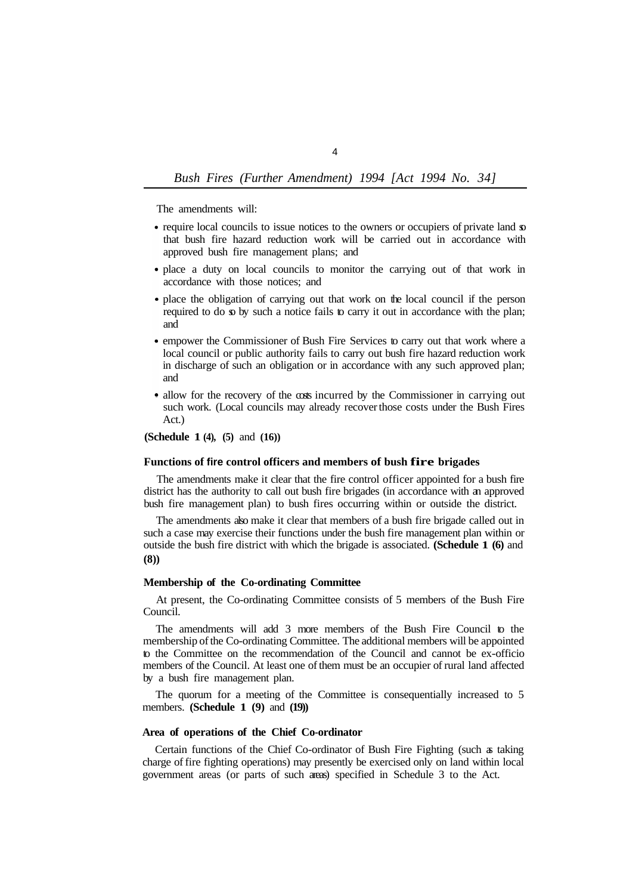The amendments will:

- require local councils to issue notices to the owners or occupiers of private land so that bush fire hazard reduction work will be carried out in accordance with approved bush fire management plans; and
- place a duty on local councils to monitor the carrying out of that work in accordance with those notices; and
- place the obligation of carrying out that work on the local council if the person required to do so by such a notice fails to carry it out in accordance with the plan; and
- empower the Commissioner of Bush Fire Services to carry out that work where a local council or public authority fails to carry out bush fire hazard reduction work in discharge of such an obligation or in accordance with any such approved plan; and
- allow for the recovery of the costs incurred by the Commissioner in carrying out such work. (Local councils may already recover those costs under the Bush Fires Act.)

**(Schedule 1 (4), (5)** and **(16))**

**Functions of fire control officers and members of bush fire brigades**

The amendments make it clear that the fire control officer appointed for a bush fire district has the authority to call out bush fire brigades (in accordance with an approved bush fire management plan) to bush fires occurring within or outside the district.

The amendments also make it clear that members of a bush fire brigade called out in such a case may exercise their functions under the bush fire management plan within or outside the bush fire district with which the brigade is associated. **(Schedule 1 (6)** and **(8))**

**Membership of the Co-ordinating Committee**

At present, the Co-ordinating Committee consists of 5 members of the Bush Fire Council.

The amendments will add 3 more members of the Bush Fire Council to the membership of the Co-ordinating Committee. The additional members will be appointed to the Committee on the recommendation of the Council and cannot be ex-officio members of the Council. At least one of them must be an occupier of rural land affected by a bush fire management plan.

The quorum for a meeting of the Committee is consequentially increased to 5 members. **(Schedule 1 (9)** and **(19))**

**Area of operations of the Chief Co-ordinator**

Certain functions of the Chief Co-ordinator of Bush Fire Fighting (such as taking charge of fire fighting operations) may presently be exercised only on land within local government areas (or parts of such areas) specified in Schedule 3 to the Act.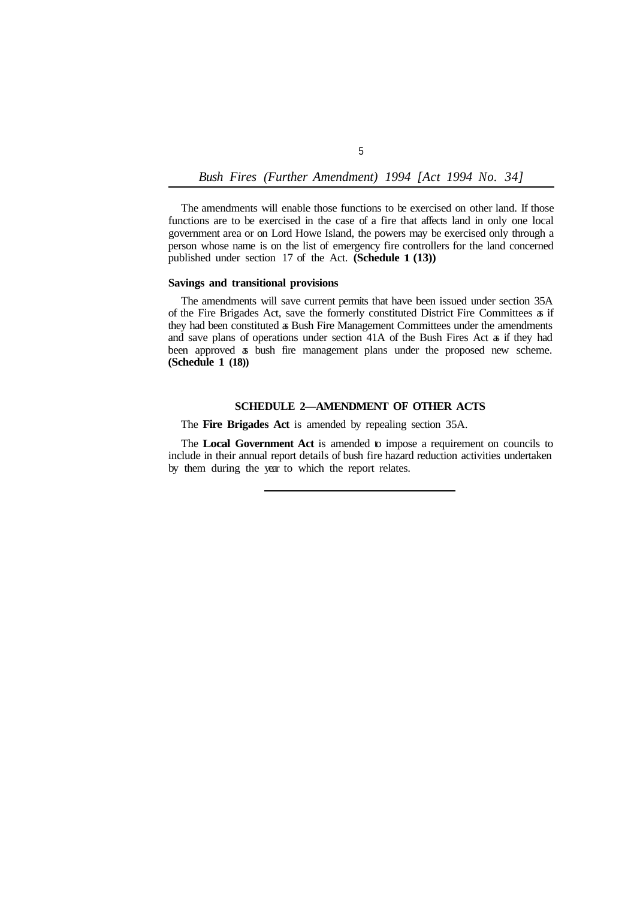The amendments will enable those functions to be exercised on other land. If those functions are to be exercised in the case of a fire that affects land in only one local government area or on Lord Howe Island, the powers may be exercised only through a person whose name is on the list of emergency fire controllers for the land concerned published under section 17 of the Act. **(Schedule 1 (13))**

**Savings and transitional provisions**

The amendments will save current permits that have been issued under section 35A of the Fire Brigades Act, save the formerly constituted District Fire Committees as if they had been constituted as Bush Fire Management Committees under the amendments and save plans of operations under section 41A of the Bush Fires Act as if they had been approved as bush fire management plans under the proposed new scheme. **(Schedule 1 (18))**

**SCHEDULE 2—AMENDMENT OF OTHER ACTS**

The **Fire Brigades Act** is amended by repealing section 35A.

The **Local Government Act** is amended to impose a requirement on councils to include in their annual report details of bush fire hazard reduction activities undertaken by them during the year to which the report relates.